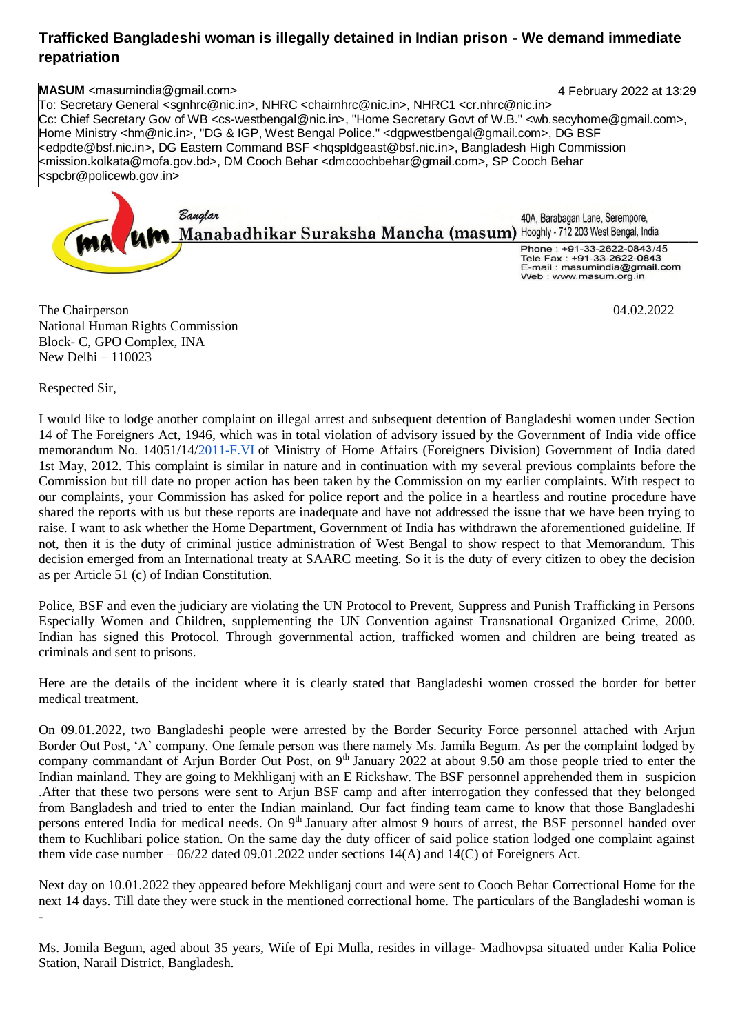# Trafficked Bangladeshi woman is illegally detained in Indian prison - We demand immediate repatriation

**MASUM** <masumindia@gmail.com> 4 February 2022 at 13:29
To: Secretary General <sgnhrc@nic.in>, NHRC <chairnhrc@nic.in>, NHRC1 <cr.nhrc@nic.in>
Cc: Chief Secretary Gov of WB <cs-westbengal@nic.in>, "Home Secretary Govt of W.B." <wb.secyhome@gmail.com>, Home Ministry <hm@nic.in>, "DG & IGP, West Bengal Police." <dgpwestbengal@gmail.com>, DG BSF <edpdte@bsf.nic.in>, DG Eastern Command BSF <hqspldgeast@bsf.nic.in>, Bangladesh High Commission <mission.kolkata@mofa.gov.bd>, DM Cooch Behar <dmcoochbehar@gmail.com>, SP Cooch Behar <spcbr@policewb.gov.in>

Banglar
**Manabadhikar Suraksha Mancha (masum)**
40A, Barabagan Lane, Serempore,
Hooghly - 712 203 West Bengal, India
Phone : +91-33-2622-0843/45
Tele Fax : +91-33-2622-0843
E-mail : masumindia@gmail.com
Web : www.masum.org.in

The Chairperson
National Human Rights Commission
Block- C, GPO Complex, INA
New Delhi – 110023

04.02.2022

Respected Sir,

I would like to lodge another complaint on illegal arrest and subsequent detention of Bangladeshi women under Section 14 of The Foreigners Act, 1946, which was in total violation of advisory issued by the Government of India vide office memorandum No. 14051/14/2011-F.VI of Ministry of Home Affairs (Foreigners Division) Government of India dated 1st May, 2012. This complaint is similar in nature and in continuation with my several previous complaints before the Commission but till date no proper action has been taken by the Commission on my earlier complaints. With respect to our complaints, your Commission has asked for police report and the police in a heartless and routine procedure have shared the reports with us but these reports are inadequate and have not addressed the issue that we have been trying to raise. I want to ask whether the Home Department, Government of India has withdrawn the aforementioned guideline. If not, then it is the duty of criminal justice administration of West Bengal to show respect to that Memorandum. This decision emerged from an International treaty at SAARC meeting. So it is the duty of every citizen to obey the decision as per Article 51 (c) of Indian Constitution.

Police, BSF and even the judiciary are violating the UN Protocol to Prevent, Suppress and Punish Trafficking in Persons Especially Women and Children, supplementing the UN Convention against Transnational Organized Crime, 2000. Indian has signed this Protocol. Through governmental action, trafficked women and children are being treated as criminals and sent to prisons.

Here are the details of the incident where it is clearly stated that Bangladeshi women crossed the border for better medical treatment.

On 09.01.2022, two Bangladeshi people were arrested by the Border Security Force personnel attached with Arjun Border Out Post, 'A' company. One female person was there namely Ms. Jamila Begum. As per the complaint lodged by company commandant of Arjun Border Out Post, on 9th January 2022 at about 9.50 am those people tried to enter the Indian mainland. They are going to Mekhliganj with an E Rickshaw. The BSF personnel apprehended them in suspicion .After that these two persons were sent to Arjun BSF camp and after interrogation they confessed that they belonged from Bangladesh and tried to enter the Indian mainland. Our fact finding team came to know that those Bangladeshi persons entered India for medical needs. On 9th January after almost 9 hours of arrest, the BSF personnel handed over them to Kuchlibari police station. On the same day the duty officer of said police station lodged one complaint against them vide case number – 06/22 dated 09.01.2022 under sections 14(A) and 14(C) of Foreigners Act.

Next day on 10.01.2022 they appeared before Mekhliganj court and were sent to Cooch Behar Correctional Home for the next 14 days. Till date they were stuck in the mentioned correctional home. The particulars of the Bangladeshi woman is -

Ms. Jomila Begum, aged about 35 years, Wife of Epi Mulla, resides in village- Madhovpsa situated under Kalia Police Station, Narail District, Bangladesh.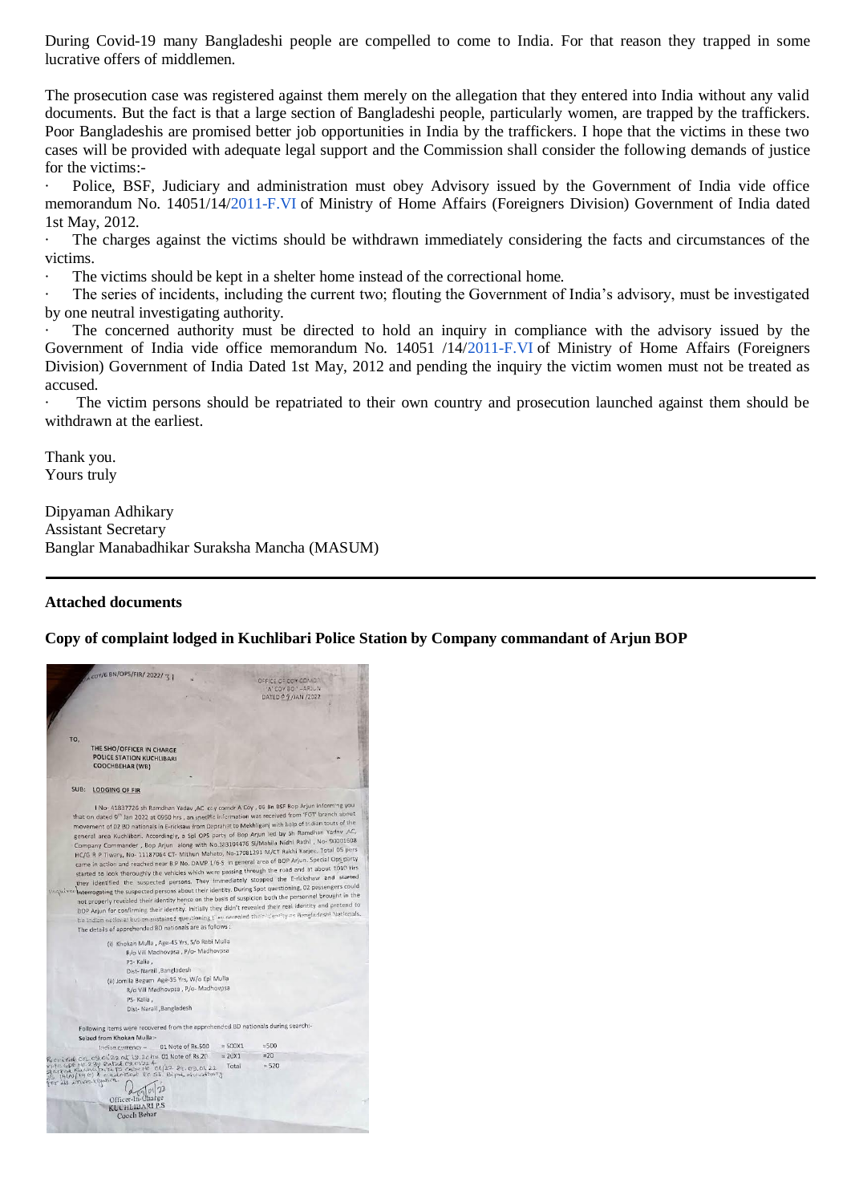During Covid-19 many Bangladeshi people are compelled to come to India. For that reason they trapped in some lucrative offers of middlemen.

The prosecution case was registered against them merely on the allegation that they entered into India without any valid documents. But the fact is that a large section of Bangladeshi people, particularly women, are trapped by the traffickers. Poor Bangladeshis are promised better job opportunities in India by the traffickers. I hope that the victims in these two cases will be provided with adequate legal support and the Commission shall consider the following demands of justice for the victims:-

- Police, BSF, Judiciary and administration must obey Advisory issued by the Government of India vide office memorandum No. 14051/14/2011-F.VI of Ministry of Home Affairs (Foreigners Division) Government of India dated 1st May, 2012.
- The charges against the victims should be withdrawn immediately considering the facts and circumstances of the victims.
- The victims should be kept in a shelter home instead of the correctional home.
- The series of incidents, including the current two; flouting the Government of India's advisory, must be investigated by one neutral investigating authority.
- The concerned authority must be directed to hold an inquiry in compliance with the advisory issued by the Government of India vide office memorandum No. 14051 /14/2011-F.VI of Ministry of Home Affairs (Foreigners Division) Government of India Dated 1st May, 2012 and pending the inquiry the victim women must not be treated as accused.
- The victim persons should be repatriated to their own country and prosecution launched against them should be withdrawn at the earliest.

Thank you.
Yours truly

Dipyaman Adhikary
Assistant Secretary
Banglar Manabadhikar Suraksha Mancha (MASUM)

---

### Attached documents

**Copy of complaint lodged in Kuchlibari Police Station by Company commandant of Arjun BOP**

A COY/6 BN/OPS/FIR/ 2022/ 31

OFFICE OF COY COMDR
'A' COY BOP – ARJUN
DATED 09 /JAN /2022

TO,
THE SHO/OFFICER IN CHARGE
POLICE STATION KUCHLIBARI
COOCHBEHAR (WB)

SUB: LODGING OF FIR

I No- 01837726 sh Ramdhan Yadav ,AC coy comdr A Coy , 06 Bn BSF Bop Arjun informing you that on dated 9th Jan 2022 at 0950 hrs , on specific information was received from 'FOT' branch about movement of 02 BD nationals in E-ricksaw from Doprahat to Mekhliganj with help of Indian touts of the general area Kuchlibari. Accordingly, a Spl OPS party of Bop Arjun led by Sh Ramdhan Yadav ,AC, Company Commander , Bop Arjun along with No.103104476 SI/Mohila Nidhi Rathi , No- 90001908 HC/G R P Tiwary, No- 11187064 CT- Mithun Mahato, No-17081291 M/CT Rakhi Karjee. Total 05 pers came in action and reached near B.P No. DAMP L/6-S in general area of BOP Arjun. Special Ops party started to look thoroughly the vehicles which were passing through the road and at about 1010 Hrs they identified the suspected persons. They immediately stopped the E-rickshaw and started interrogating the suspected persons about their identity. During Spot questioning, 02 passengers could not properly revealed their identity hence on the basis of suspicion both the personnel brought in the BOP Arjun for confirming their identity. Initially they didn't revealed their real identity and pretend to be Indian national but on sustained questioning they revealed their identity as Bangladeshi Nationals. The details of apprehended BD nationals are as follows :

(i) Khokan Mulla , Age-45 Yrs, S/o Rabi Mulla
R/o Vill Madhovpsa , P/o- Madhovpsa
PS- Kalia ,
Dist- Narail ,Bangladesh

(ii) Jomila Begum Age-35 Yrs, W/o Epi Mulla
R/o Vill Madhovpsa , P/o- Madhovpsa
PS- Kalia ,
Dist- Narail ,Bangladesh

Following items were recovered from the apprehended BD nationals during search:-

Seized from Khokan Mulla :-

| | | | |
|---|---|---|---|
| Indian currency – | 01 Note of Rs.500 | = 500X1 | =500 |
| | 01 Note of Rs.20 | = 20X1 | =20 |
| | | Total | = 520 |

Received on 09.01.22 at 13.20 hrs ... Kuchlibari PS case no. 06/22 dt. 09.01.22 ... for investigation.

Officer-In-Charge
KUCHLIBARI P.S
Cooch Behar